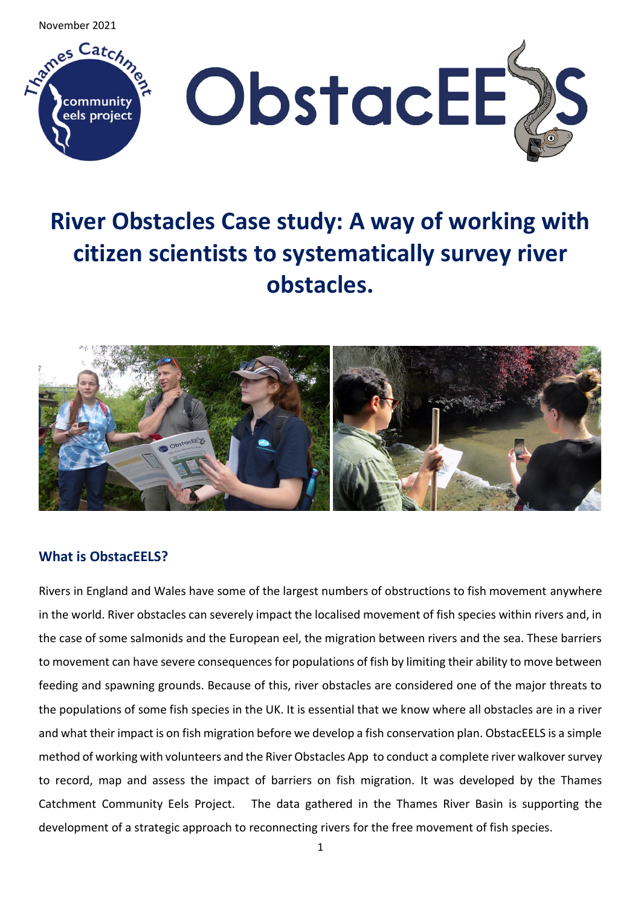November 2021

# River Obstacles Case study: A way of working with citizen scientists to systematically survey river obstacles.

## What is ObstacEELS?

Rivers in England and Wales have some of the largest numbers of obstructions to fish movement anywhere in the world. River obstacles can severely impact the localised movement of fish species within rivers and, in the case of some salmonids and the European eel, the migration between rivers and the sea. These barriers to movement can have severe consequences for populations of fish by limiting their ability to move between feeding and spawning grounds. Because of this, river obstacles are considered one of the major threats to the populations of some fish species in the UK. It is essential that we know where all obstacles are in a river and what their impact is on fish migration before we develop a fish conservation plan. ObstacEELS is a simple method of working with volunteers and the River Obstacles App to conduct a complete river walkover survey to record, map and assess the impact of barriers on fish migration. It was developed by the Thames Catchment Community Eels Project. The data gathered in the Thames River Basin is supporting the development of a strategic approach to reconnecting rivers for the free movement of fish species.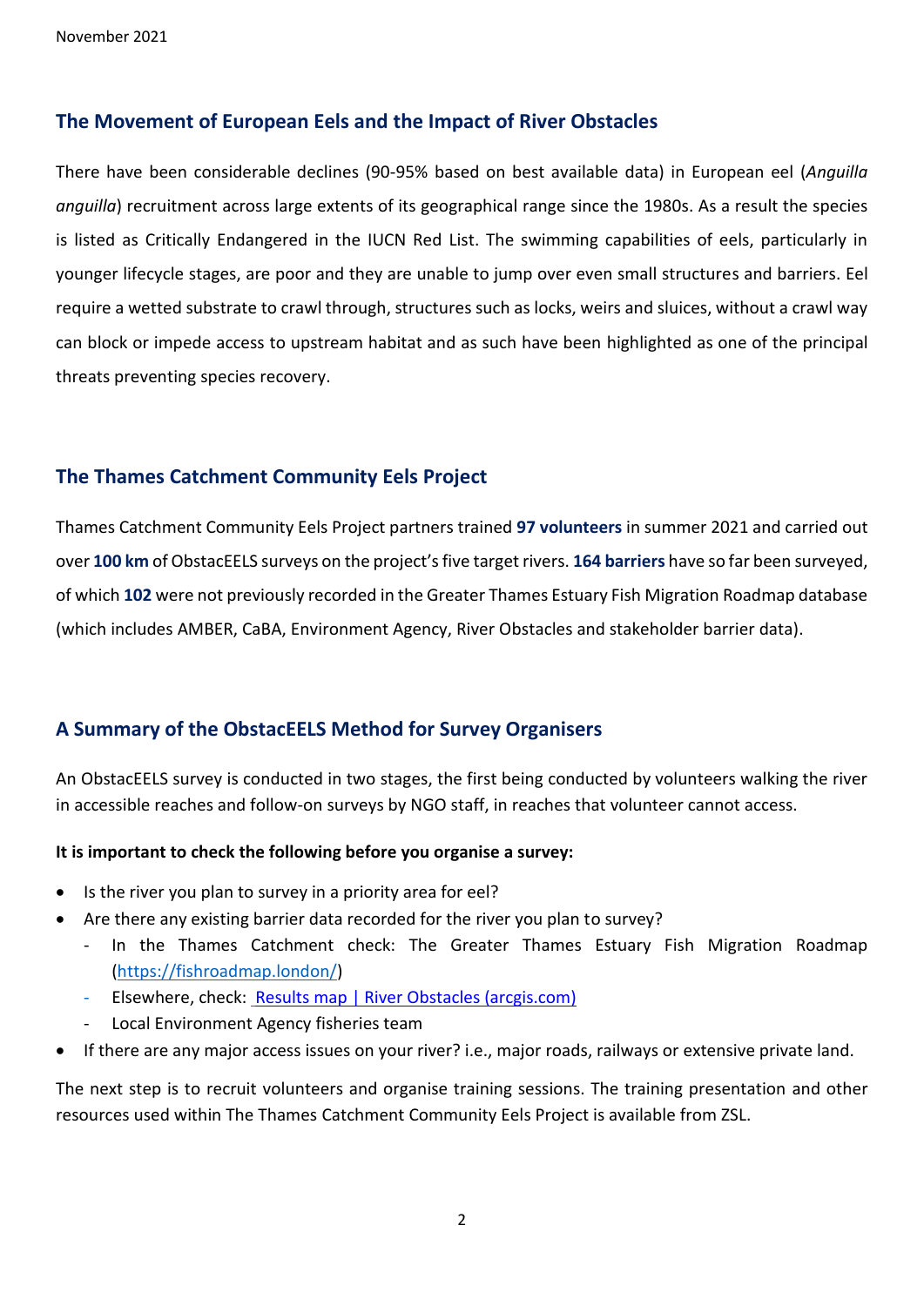## The Movement of European Eels and the Impact of River Obstacles

There have been considerable declines (90-95% based on best available data) in European eel (*Anguilla anguilla*) recruitment across large extents of its geographical range since the 1980s. As a result the species is listed as Critically Endangered in the IUCN Red List. The swimming capabilities of eels, particularly in younger lifecycle stages, are poor and they are unable to jump over even small structures and barriers. Eel require a wetted substrate to crawl through, structures such as locks, weirs and sluices, without a crawl way can block or impede access to upstream habitat and as such have been highlighted as one of the principal threats preventing species recovery.

## The Thames Catchment Community Eels Project

Thames Catchment Community Eels Project partners trained **97 volunteers** in summer 2021 and carried out over **100 km** of ObstacEELS surveys on the project's five target rivers. **164 barriers** have so far been surveyed, of which **102** were not previously recorded in the Greater Thames Estuary Fish Migration Roadmap database (which includes AMBER, CaBA, Environment Agency, River Obstacles and stakeholder barrier data).

## A Summary of the ObstacEELS Method for Survey Organisers

An ObstacEELS survey is conducted in two stages, the first being conducted by volunteers walking the river in accessible reaches and follow-on surveys by NGO staff, in reaches that volunteer cannot access.

**It is important to check the following before you organise a survey:**

- Is the river you plan to survey in a priority area for eel?
- Are there any existing barrier data recorded for the river you plan to survey?
  - In the Thames Catchment check: The Greater Thames Estuary Fish Migration Roadmap (https://fishroadmap.london/)
  - Elsewhere, check: Results map | River Obstacles (arcgis.com)
  - Local Environment Agency fisheries team
- If there are any major access issues on your river? i.e., major roads, railways or extensive private land.

The next step is to recruit volunteers and organise training sessions. The training presentation and other resources used within The Thames Catchment Community Eels Project is available from ZSL.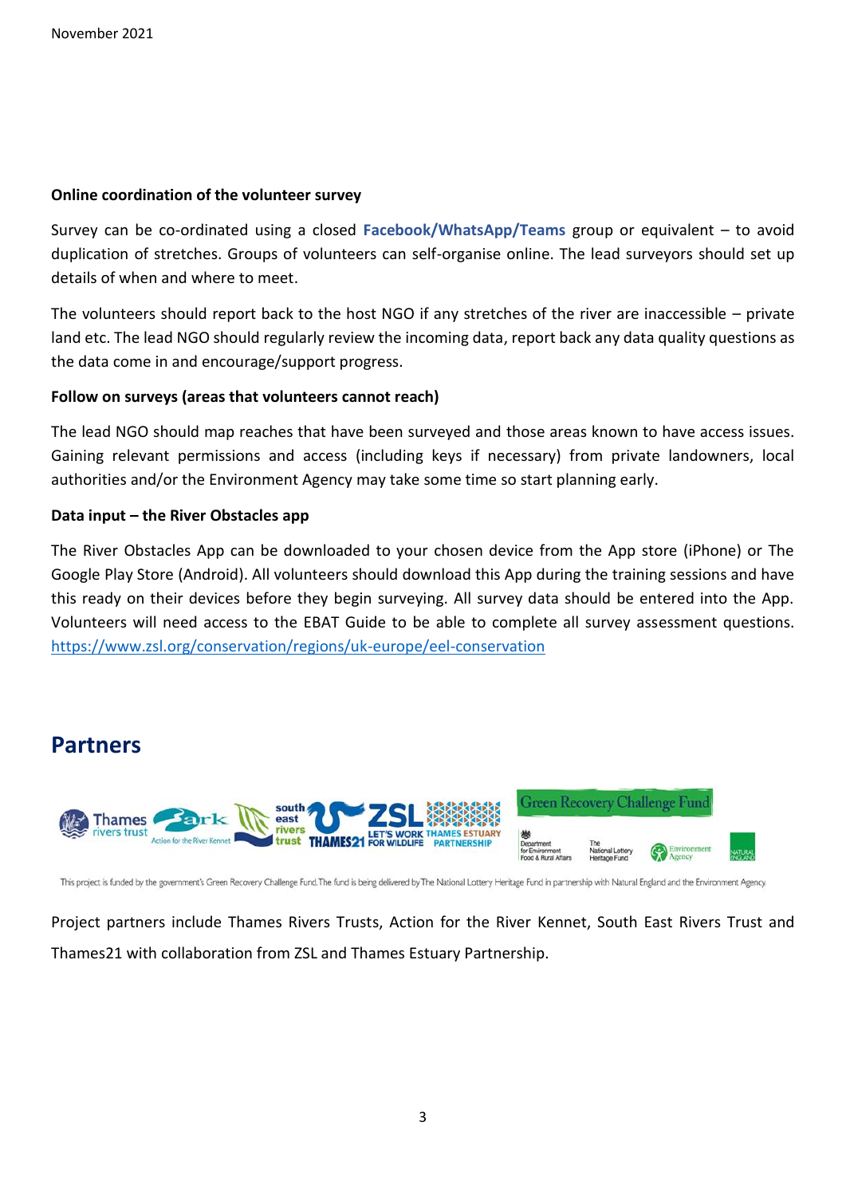November 2021

**Online coordination of the volunteer survey**

Survey can be co-ordinated using a closed **Facebook/WhatsApp/Teams** group or equivalent – to avoid duplication of stretches. Groups of volunteers can self-organise online. The lead surveyors should set up details of when and where to meet.

The volunteers should report back to the host NGO if any stretches of the river are inaccessible – private land etc. The lead NGO should regularly review the incoming data, report back any data quality questions as the data come in and encourage/support progress.

**Follow on surveys (areas that volunteers cannot reach)**

The lead NGO should map reaches that have been surveyed and those areas known to have access issues. Gaining relevant permissions and access (including keys if necessary) from private landowners, local authorities and/or the Environment Agency may take some time so start planning early.

**Data input – the River Obstacles app**

The River Obstacles App can be downloaded to your chosen device from the App store (iPhone) or The Google Play Store (Android). All volunteers should download this App during the training sessions and have this ready on their devices before they begin surveying. All survey data should be entered into the App. Volunteers will need access to the EBAT Guide to be able to complete all survey assessment questions. https://www.zsl.org/conservation/regions/uk-europe/eel-conservation

## Partners

Thames rivers trust | ark Action for the River Kennet | south east rivers trust | THAMES21 | ZSL LET'S WORK FOR WILDLIFE | THAMES ESTUARY PARTNERSHIP | Green Recovery Challenge Fund | Department for Environment Food & Rural Affairs | The National Lottery Heritage Fund | Environment Agency | NATURAL ENGLAND

This project is funded by the government's Green Recovery Challenge Fund. The fund is being delivered by The National Lottery Heritage Fund in partnership with Natural England and the Environment Agency.

Project partners include Thames Rivers Trusts, Action for the River Kennet, South East Rivers Trust and Thames21 with collaboration from ZSL and Thames Estuary Partnership.